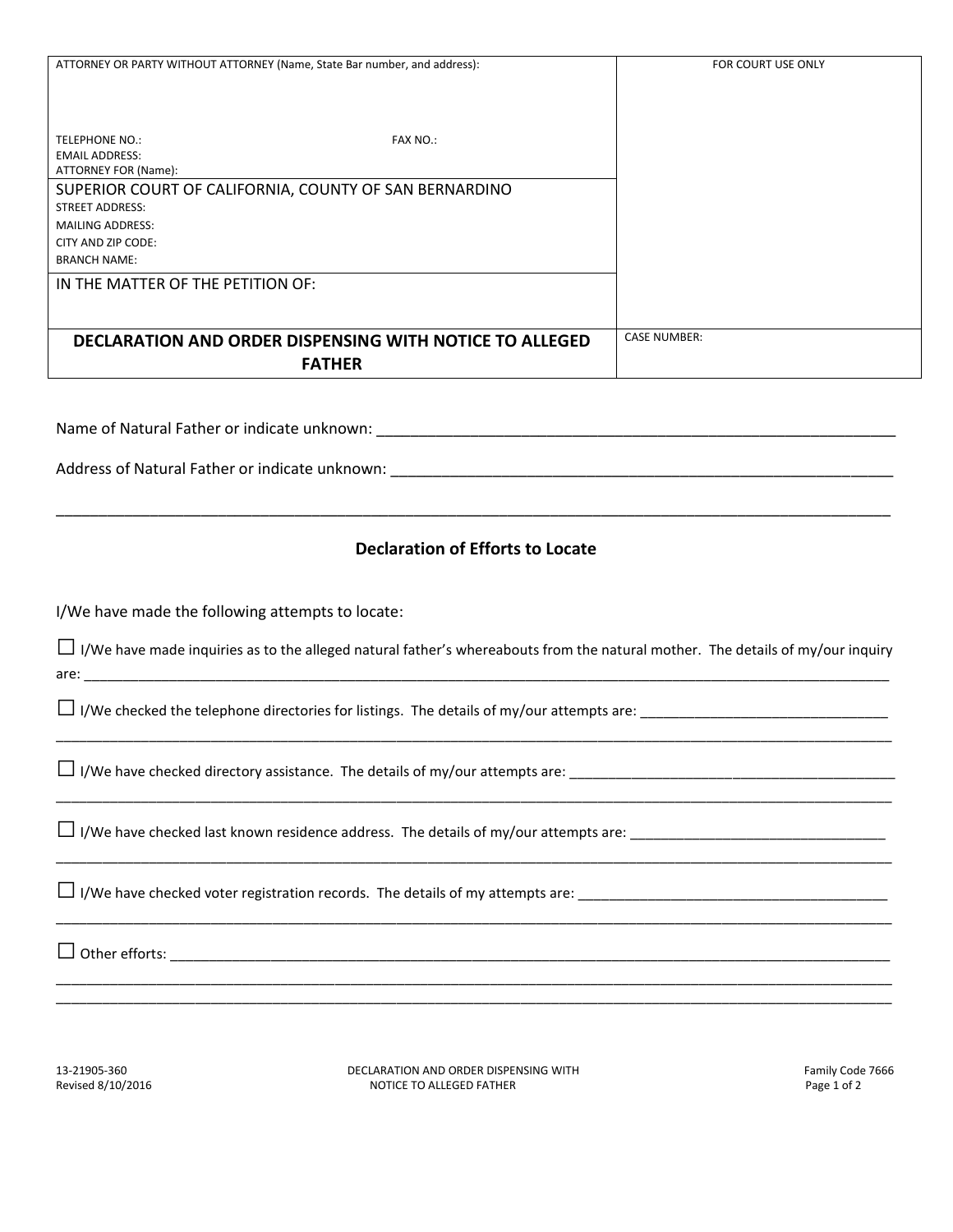| ATTORNEY OR PARTY WITHOUT ATTORNEY (Name, State Bar number, and address): | FOR COURT USE ONLY |
|---|---|
| TELEPHONE NO.: FAX NO.: | |
| EMAIL ADDRESS: | |
| ATTORNEY FOR (Name): | |
| SUPERIOR COURT OF CALIFORNIA, COUNTY OF SAN BERNARDINO | |
| STREET ADDRESS: | |
| MAILING ADDRESS: | |
| CITY AND ZIP CODE: | |
| BRANCH NAME: | |
| IN THE MATTER OF THE PETITION OF: | |
| **DECLARATION AND ORDER DISPENSING WITH NOTICE TO ALLEGED FATHER** | CASE NUMBER: |

Name of Natural Father or indicate unknown: ______________________________________________________________

Address of Natural Father or indicate unknown: ____________________________________________________________

_______________________________________________________________________________________________

## Declaration of Efforts to Locate

I/We have made the following attempts to locate:

☐ I/We have made inquiries as to the alleged natural father's whereabouts from the natural mother. The details of my/our inquiry are: ___________________________________________________________________________________________

☐ I/We checked the telephone directories for listings. The details of my/our attempts are: _______________________________
_______________________________________________________________________________________________

☐ I/We have checked directory assistance. The details of my/our attempts are: __________________________________________
_______________________________________________________________________________________________

☐ I/We have checked last known residence address. The details of my/our attempts are: ________________________________
_______________________________________________________________________________________________

☐ I/We have checked voter registration records. The details of my attempts are: _______________________________________
_______________________________________________________________________________________________

☐ Other efforts: __________________________________________________________________________________
_______________________________________________________________________________________________
_______________________________________________________________________________________________

13-21905-360
Revised 8/10/2016

DECLARATION AND ORDER DISPENSING WITH NOTICE TO ALLEGED FATHER

Family Code 7666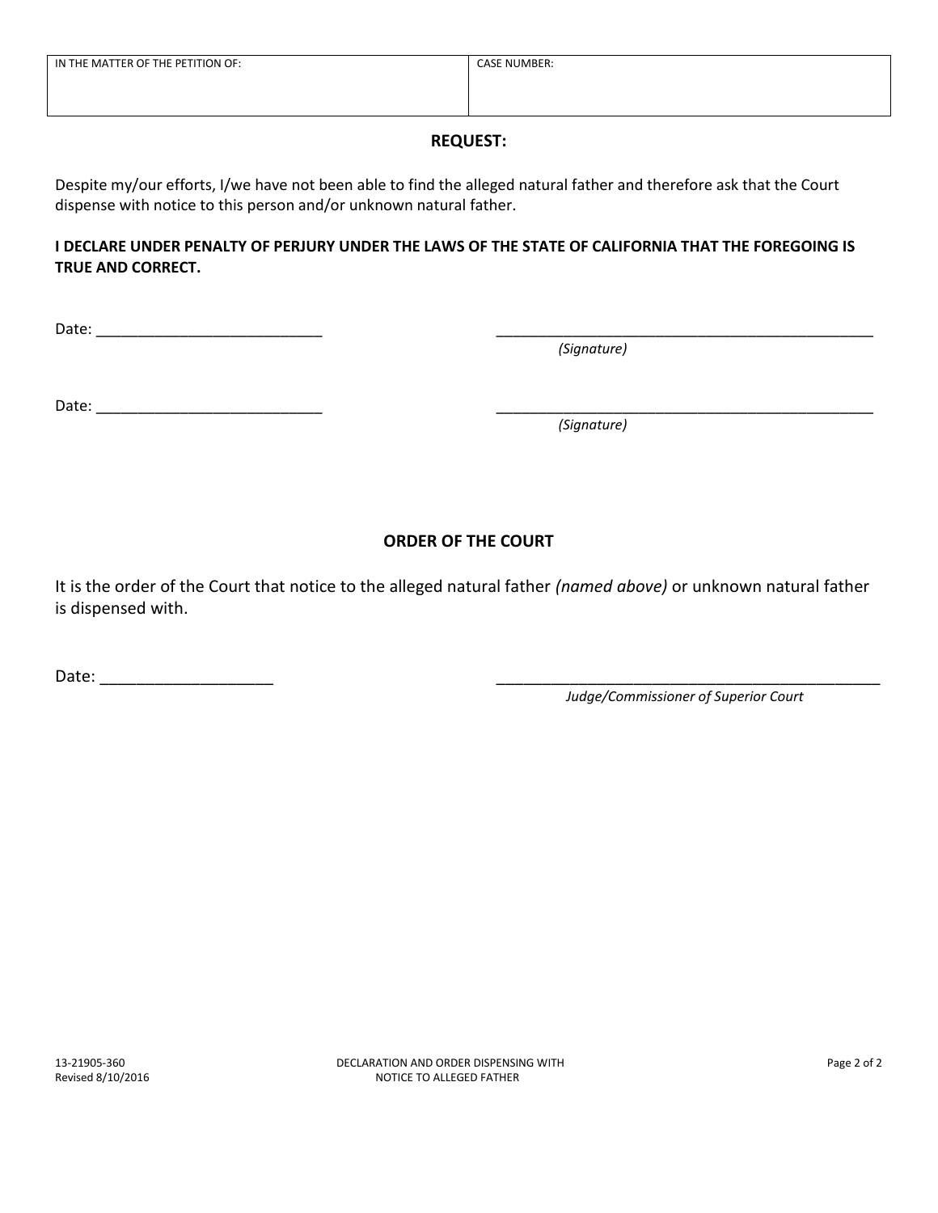| IN THE MATTER OF THE PETITION OF: | CASE NUMBER: |
| --- | --- |
| | |

## REQUEST:

Despite my/our efforts, I/we have not been able to find the alleged natural father and therefore ask that the Court dispense with notice to this person and/or unknown natural father.

**I DECLARE UNDER PENALTY OF PERJURY UNDER THE LAWS OF THE STATE OF CALIFORNIA THAT THE FOREGOING IS TRUE AND CORRECT.**

Date: ___________________________ ________________________________________________
*(Signature)*

Date: ___________________________ ________________________________________________
*(Signature)*

## ORDER OF THE COURT

It is the order of the Court that notice to the alleged natural father *(named above)* or unknown natural father is dispensed with.

Date: ___________________ ________________________________________________
*Judge/Commissioner of Superior Court*

13-21905-360
Revised 8/10/2016

DECLARATION AND ORDER DISPENSING WITH NOTICE TO ALLEGED FATHER